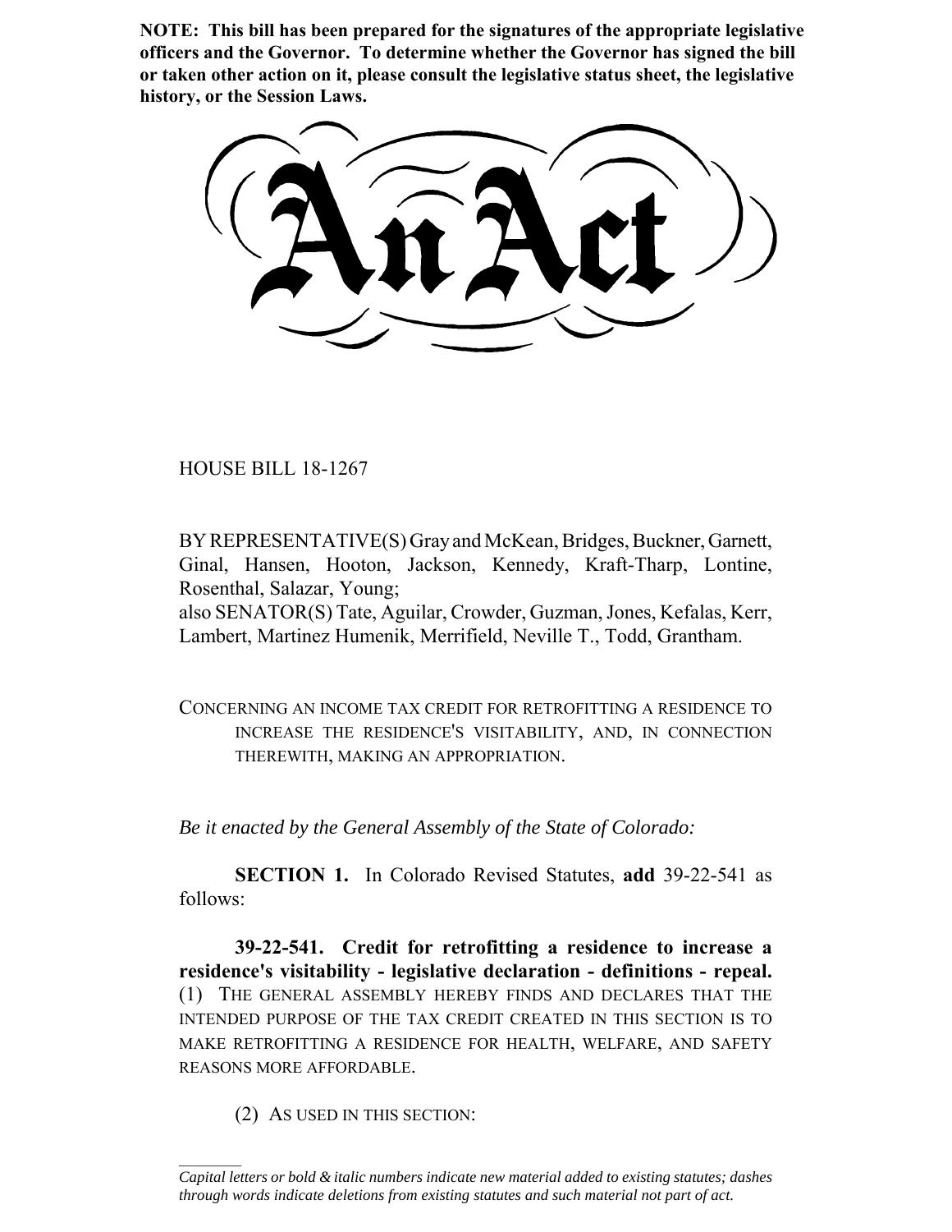**NOTE: This bill has been prepared for the signatures of the appropriate legislative officers and the Governor. To determine whether the Governor has signed the bill or taken other action on it, please consult the legislative status sheet, the legislative history, or the Session Laws.**

# An Act

HOUSE BILL 18-1267

BY REPRESENTATIVE(S) Gray and McKean, Bridges, Buckner, Garnett, Ginal, Hansen, Hooton, Jackson, Kennedy, Kraft-Tharp, Lontine, Rosenthal, Salazar, Young;
also SENATOR(S) Tate, Aguilar, Crowder, Guzman, Jones, Kefalas, Kerr, Lambert, Martinez Humenik, Merrifield, Neville T., Todd, Grantham.

CONCERNING AN INCOME TAX CREDIT FOR RETROFITTING A RESIDENCE TO INCREASE THE RESIDENCE'S VISITABILITY, AND, IN CONNECTION THEREWITH, MAKING AN APPROPRIATION.

*Be it enacted by the General Assembly of the State of Colorado:*

**SECTION 1.** In Colorado Revised Statutes, **add** 39-22-541 as follows:

**39-22-541. Credit for retrofitting a residence to increase a residence's visitability - legislative declaration - definitions - repeal.** (1) THE GENERAL ASSEMBLY HEREBY FINDS AND DECLARES THAT THE INTENDED PURPOSE OF THE TAX CREDIT CREATED IN THIS SECTION IS TO MAKE RETROFITTING A RESIDENCE FOR HEALTH, WELFARE, AND SAFETY REASONS MORE AFFORDABLE.

(2) AS USED IN THIS SECTION:

*Capital letters or bold & italic numbers indicate new material added to existing statutes; dashes through words indicate deletions from existing statutes and such material not part of act.*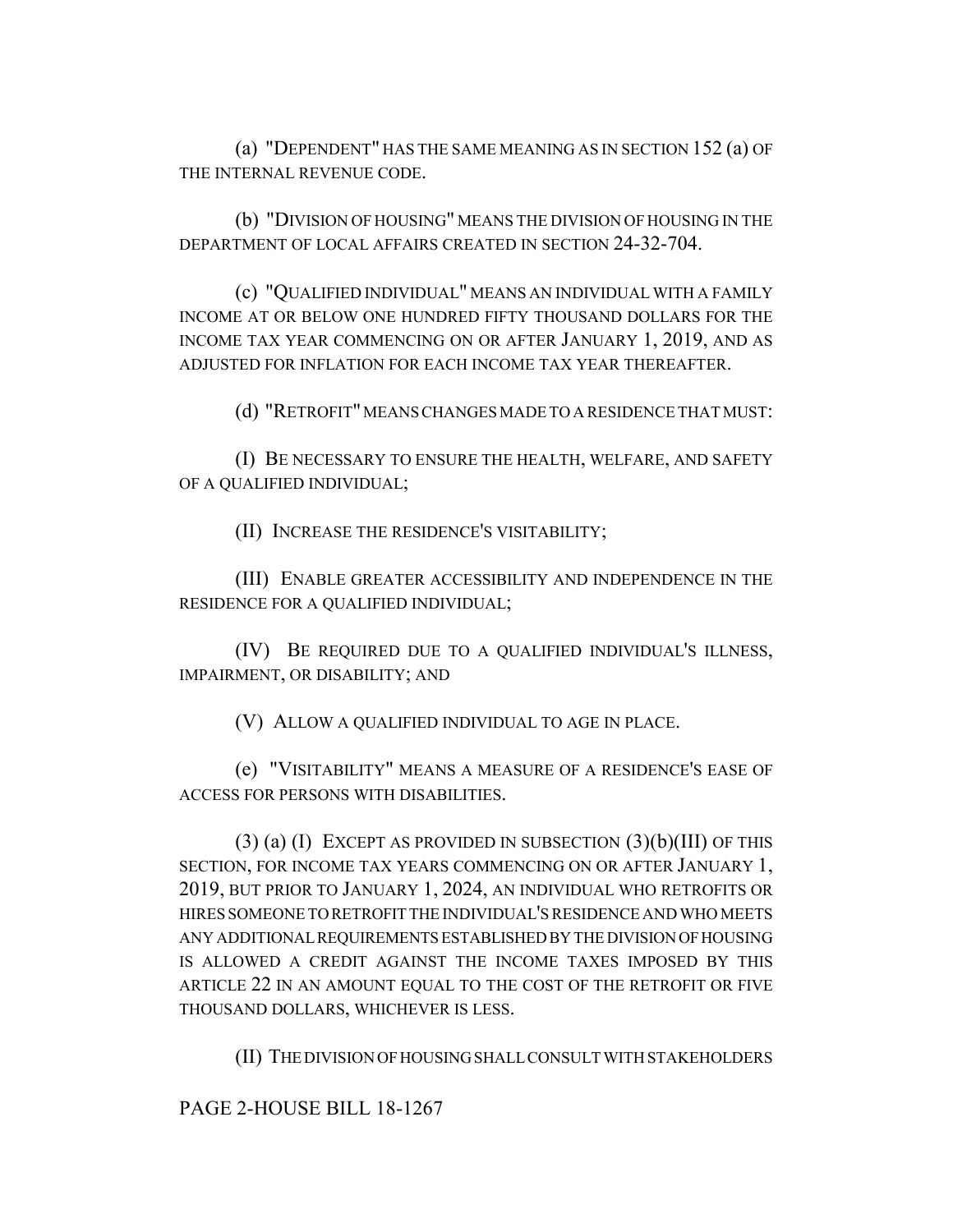(a) "DEPENDENT" HAS THE SAME MEANING AS IN SECTION 152 (a) OF THE INTERNAL REVENUE CODE.

(b) "DIVISION OF HOUSING" MEANS THE DIVISION OF HOUSING IN THE DEPARTMENT OF LOCAL AFFAIRS CREATED IN SECTION 24-32-704.

(c) "QUALIFIED INDIVIDUAL" MEANS AN INDIVIDUAL WITH A FAMILY INCOME AT OR BELOW ONE HUNDRED FIFTY THOUSAND DOLLARS FOR THE INCOME TAX YEAR COMMENCING ON OR AFTER JANUARY 1, 2019, AND AS ADJUSTED FOR INFLATION FOR EACH INCOME TAX YEAR THEREAFTER.

(d) "RETROFIT" MEANS CHANGES MADE TO A RESIDENCE THAT MUST:

(I) BE NECESSARY TO ENSURE THE HEALTH, WELFARE, AND SAFETY OF A QUALIFIED INDIVIDUAL;

(II) INCREASE THE RESIDENCE'S VISITABILITY;

(III) ENABLE GREATER ACCESSIBILITY AND INDEPENDENCE IN THE RESIDENCE FOR A QUALIFIED INDIVIDUAL;

(IV) BE REQUIRED DUE TO A QUALIFIED INDIVIDUAL'S ILLNESS, IMPAIRMENT, OR DISABILITY; AND

(V) ALLOW A QUALIFIED INDIVIDUAL TO AGE IN PLACE.

(e) "VISITABILITY" MEANS A MEASURE OF A RESIDENCE'S EASE OF ACCESS FOR PERSONS WITH DISABILITIES.

(3) (a) (I) EXCEPT AS PROVIDED IN SUBSECTION (3)(b)(III) OF THIS SECTION, FOR INCOME TAX YEARS COMMENCING ON OR AFTER JANUARY 1, 2019, BUT PRIOR TO JANUARY 1, 2024, AN INDIVIDUAL WHO RETROFITS OR HIRES SOMEONE TO RETROFIT THE INDIVIDUAL'S RESIDENCE AND WHO MEETS ANY ADDITIONAL REQUIREMENTS ESTABLISHED BY THE DIVISION OF HOUSING IS ALLOWED A CREDIT AGAINST THE INCOME TAXES IMPOSED BY THIS ARTICLE 22 IN AN AMOUNT EQUAL TO THE COST OF THE RETROFIT OR FIVE THOUSAND DOLLARS, WHICHEVER IS LESS.

(II) THE DIVISION OF HOUSING SHALL CONSULT WITH STAKEHOLDERS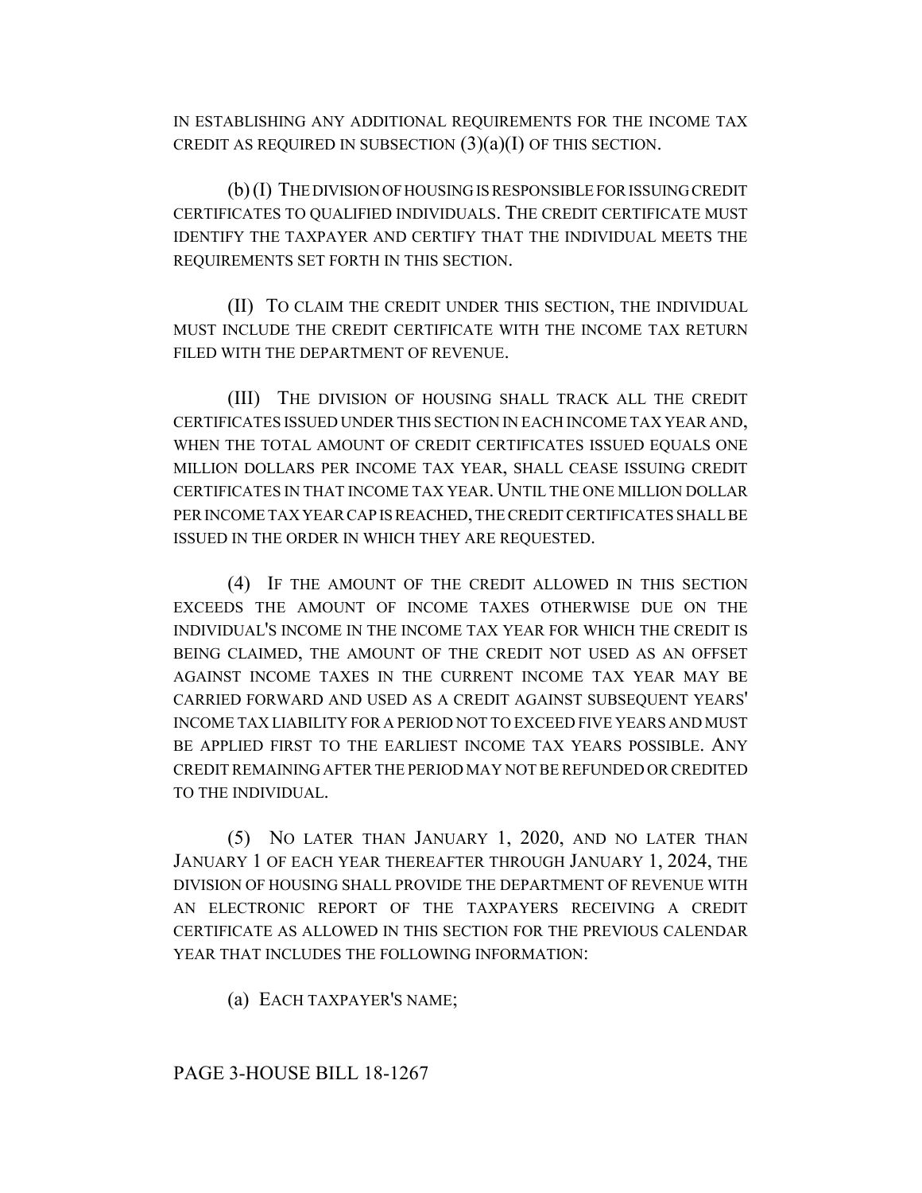IN ESTABLISHING ANY ADDITIONAL REQUIREMENTS FOR THE INCOME TAX CREDIT AS REQUIRED IN SUBSECTION (3)(a)(I) OF THIS SECTION.

(b) (I) THE DIVISION OF HOUSING IS RESPONSIBLE FOR ISSUING CREDIT CERTIFICATES TO QUALIFIED INDIVIDUALS. THE CREDIT CERTIFICATE MUST IDENTIFY THE TAXPAYER AND CERTIFY THAT THE INDIVIDUAL MEETS THE REQUIREMENTS SET FORTH IN THIS SECTION.

(II) TO CLAIM THE CREDIT UNDER THIS SECTION, THE INDIVIDUAL MUST INCLUDE THE CREDIT CERTIFICATE WITH THE INCOME TAX RETURN FILED WITH THE DEPARTMENT OF REVENUE.

(III) THE DIVISION OF HOUSING SHALL TRACK ALL THE CREDIT CERTIFICATES ISSUED UNDER THIS SECTION IN EACH INCOME TAX YEAR AND, WHEN THE TOTAL AMOUNT OF CREDIT CERTIFICATES ISSUED EQUALS ONE MILLION DOLLARS PER INCOME TAX YEAR, SHALL CEASE ISSUING CREDIT CERTIFICATES IN THAT INCOME TAX YEAR. UNTIL THE ONE MILLION DOLLAR PER INCOME TAX YEAR CAP IS REACHED, THE CREDIT CERTIFICATES SHALL BE ISSUED IN THE ORDER IN WHICH THEY ARE REQUESTED.

(4) IF THE AMOUNT OF THE CREDIT ALLOWED IN THIS SECTION EXCEEDS THE AMOUNT OF INCOME TAXES OTHERWISE DUE ON THE INDIVIDUAL'S INCOME IN THE INCOME TAX YEAR FOR WHICH THE CREDIT IS BEING CLAIMED, THE AMOUNT OF THE CREDIT NOT USED AS AN OFFSET AGAINST INCOME TAXES IN THE CURRENT INCOME TAX YEAR MAY BE CARRIED FORWARD AND USED AS A CREDIT AGAINST SUBSEQUENT YEARS' INCOME TAX LIABILITY FOR A PERIOD NOT TO EXCEED FIVE YEARS AND MUST BE APPLIED FIRST TO THE EARLIEST INCOME TAX YEARS POSSIBLE. ANY CREDIT REMAINING AFTER THE PERIOD MAY NOT BE REFUNDED OR CREDITED TO THE INDIVIDUAL.

(5) NO LATER THAN JANUARY 1, 2020, AND NO LATER THAN JANUARY 1 OF EACH YEAR THEREAFTER THROUGH JANUARY 1, 2024, THE DIVISION OF HOUSING SHALL PROVIDE THE DEPARTMENT OF REVENUE WITH AN ELECTRONIC REPORT OF THE TAXPAYERS RECEIVING A CREDIT CERTIFICATE AS ALLOWED IN THIS SECTION FOR THE PREVIOUS CALENDAR YEAR THAT INCLUDES THE FOLLOWING INFORMATION:

(a) EACH TAXPAYER'S NAME;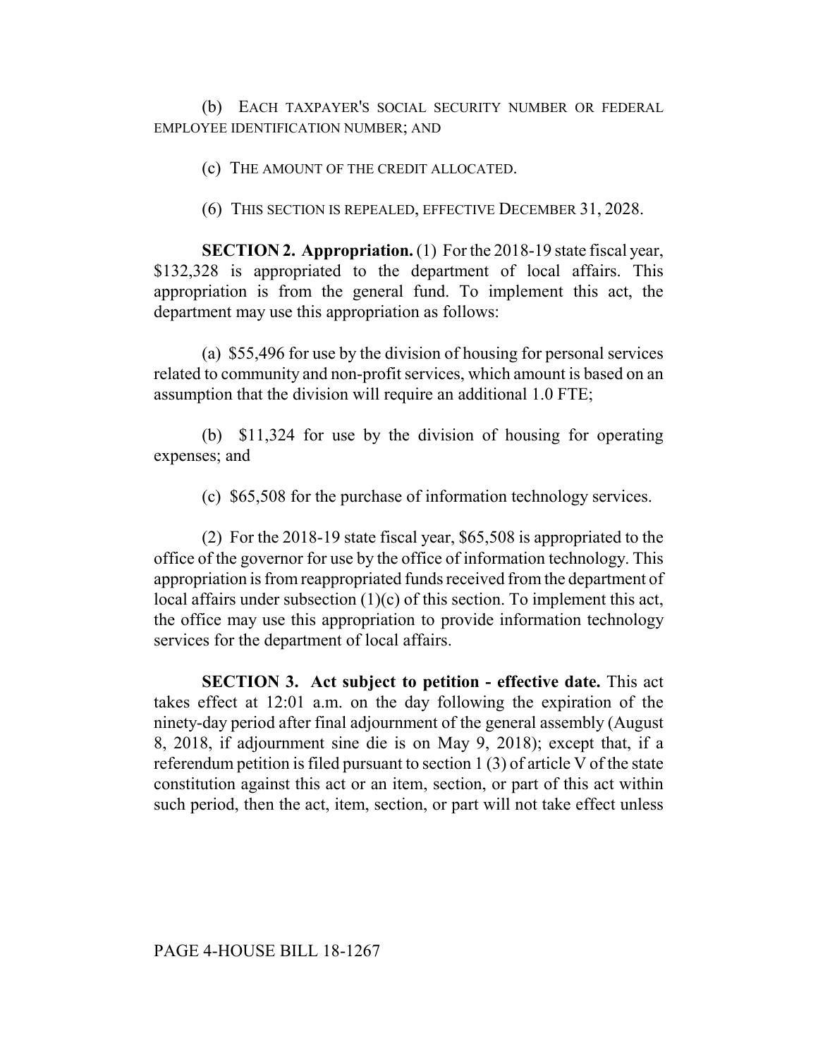(b) EACH TAXPAYER'S SOCIAL SECURITY NUMBER OR FEDERAL EMPLOYEE IDENTIFICATION NUMBER; AND

(c) THE AMOUNT OF THE CREDIT ALLOCATED.

(6) THIS SECTION IS REPEALED, EFFECTIVE DECEMBER 31, 2028.

**SECTION 2. Appropriation.** (1) For the 2018-19 state fiscal year, $132,328 is appropriated to the department of local affairs. This appropriation is from the general fund. To implement this act, the department may use this appropriation as follows:

(a) $55,496 for use by the division of housing for personal services related to community and non-profit services, which amount is based on an assumption that the division will require an additional 1.0 FTE;

(b) $11,324 for use by the division of housing for operating expenses; and

(c) $65,508 for the purchase of information technology services.

(2) For the 2018-19 state fiscal year, $65,508 is appropriated to the office of the governor for use by the office of information technology. This appropriation is from reappropriated funds received from the department of local affairs under subsection (1)(c) of this section. To implement this act, the office may use this appropriation to provide information technology services for the department of local affairs.

**SECTION 3. Act subject to petition - effective date.** This act takes effect at 12:01 a.m. on the day following the expiration of the ninety-day period after final adjournment of the general assembly (August 8, 2018, if adjournment sine die is on May 9, 2018); except that, if a referendum petition is filed pursuant to section 1 (3) of article V of the state constitution against this act or an item, section, or part of this act within such period, then the act, item, section, or part will not take effect unless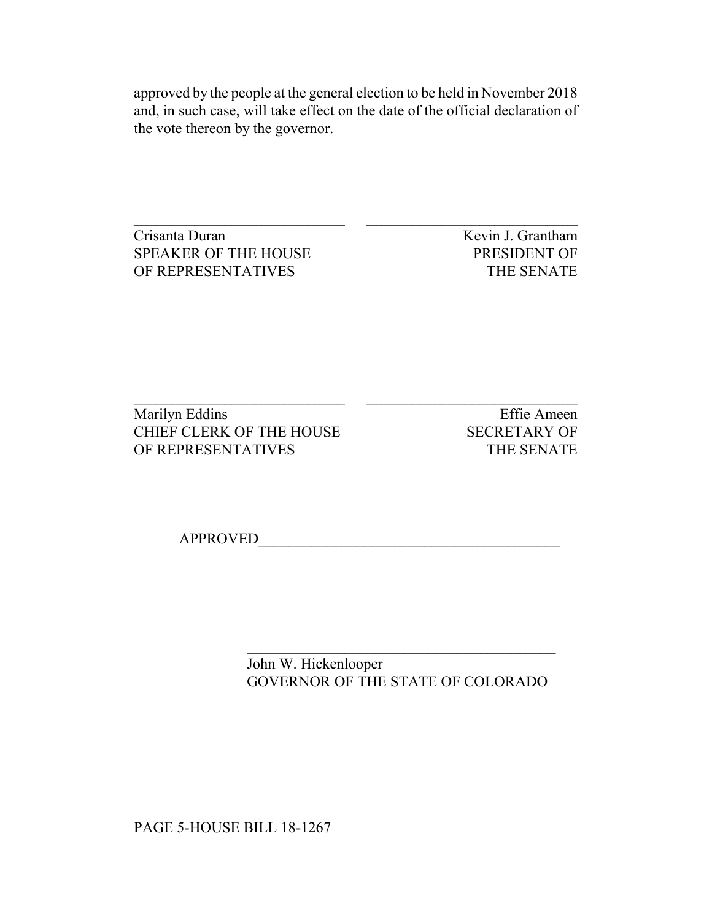approved by the people at the general election to be held in November 2018 and, in such case, will take effect on the date of the official declaration of the vote thereon by the governor.

| | |
|---|---|
| ____________________________ | ____________________________ |
| Crisanta Duran<br>SPEAKER OF THE HOUSE<br>OF REPRESENTATIVES | Kevin J. Grantham<br>PRESIDENT OF<br>THE SENATE |

| | |
|---|---|
| ____________________________ | ____________________________ |
| Marilyn Eddins<br>CHIEF CLERK OF THE HOUSE<br>OF REPRESENTATIVES | Effie Ameen<br>SECRETARY OF<br>THE SENATE |

APPROVED________________________________________

_________________________________________

John W. Hickenlooper
GOVERNOR OF THE STATE OF COLORADO

PAGE 5-HOUSE BILL 18-1267